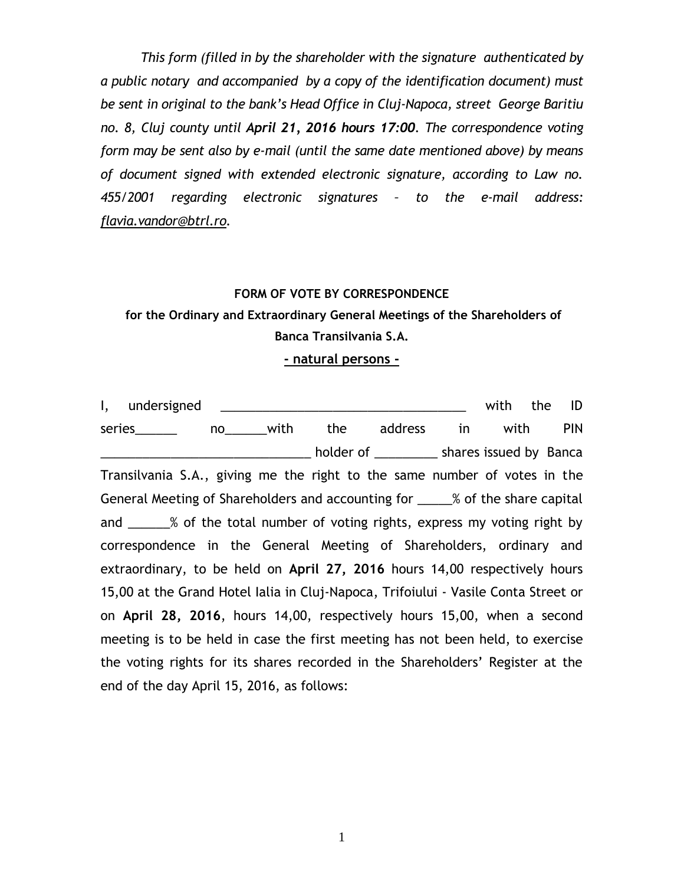*This form (filled in by the shareholder with the signature authenticated by a public notary and accompanied by a copy of the identification document) must be sent in original to the bank's Head Office in Cluj-Napoca, street George Baritiu no. 8, Cluj county until* ***April 21, 2016 hours 17:00****. The correspondence voting form may be sent also by e-mail (until the same date mentioned above) by means of document signed with extended electronic signature, according to Law no. 455/2001 regarding electronic signatures – to the e-mail address:* *flavia.vandor@btrl.ro.*

**FORM OF VOTE BY CORRESPONDENCE**

**for the Ordinary and Extraordinary General Meetings of the Shareholders of Banca Transilvania S.A.**

**- natural persons -**

I, undersigned ___________________________________ with the ID series______ no______with the address in with PIN ______________________________ holder of _________ shares issued by Banca Transilvania S.A., giving me the right to the same number of votes in the General Meeting of Shareholders and accounting for _____% of the share capital and ______% of the total number of voting rights, express my voting right by correspondence in the General Meeting of Shareholders, ordinary and extraordinary, to be held on **April 27, 2016** hours 14,00 respectively hours 15,00 at the Grand Hotel Ialia in Cluj-Napoca, Trifoiului - Vasile Conta Street or on **April 28, 2016**, hours 14,00, respectively hours 15,00, when a second meeting is to be held in case the first meeting has not been held, to exercise the voting rights for its shares recorded in the Shareholders' Register at the end of the day April 15, 2016, as follows: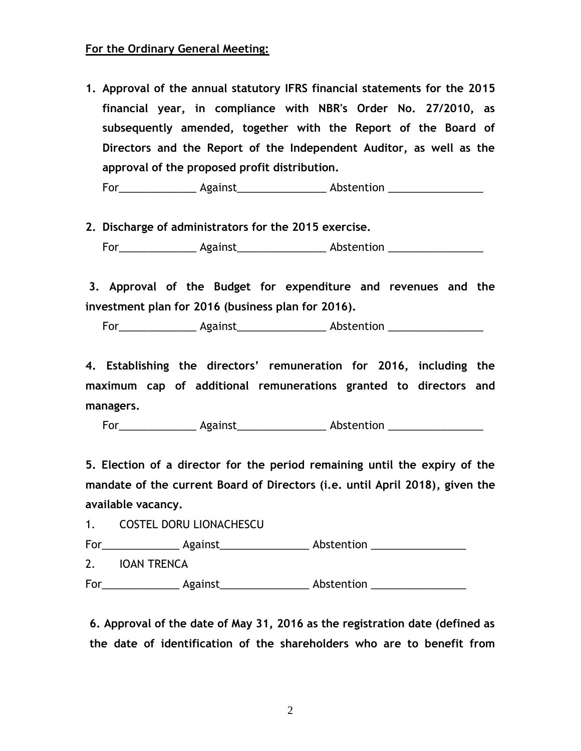**For the Ordinary General Meeting:**

1. **Approval of the annual statutory IFRS financial statements for the 2015 financial year, in compliance with NBR's Order No. 27/2010, as subsequently amended, together with the Report of the Board of Directors and the Report of the Independent Auditor, as well as the approval of the proposed profit distribution.**

   For_____________ Against_______________ Abstention ________________

2. **Discharge of administrators for the 2015 exercise.**

   For_____________ Against_______________ Abstention ________________

**3. Approval of the Budget for expenditure and revenues and the investment plan for 2016 (business plan for 2016).**

For_____________ Against_______________ Abstention ________________

**4. Establishing the directors' remuneration for 2016, including the maximum cap of additional remunerations granted to directors and managers.**

For_____________ Against_______________ Abstention ________________

**5. Election of a director for the period remaining until the expiry of the mandate of the current Board of Directors (i.e. until April 2018), given the available vacancy.**

1. COSTEL DORU LIONACHESCU

For_____________ Against_______________ Abstention ________________

2. IOAN TRENCA

For_____________ Against_______________ Abstention ________________

**6. Approval of the date of May 31, 2016 as the registration date (defined as the date of identification of the shareholders who are to benefit from**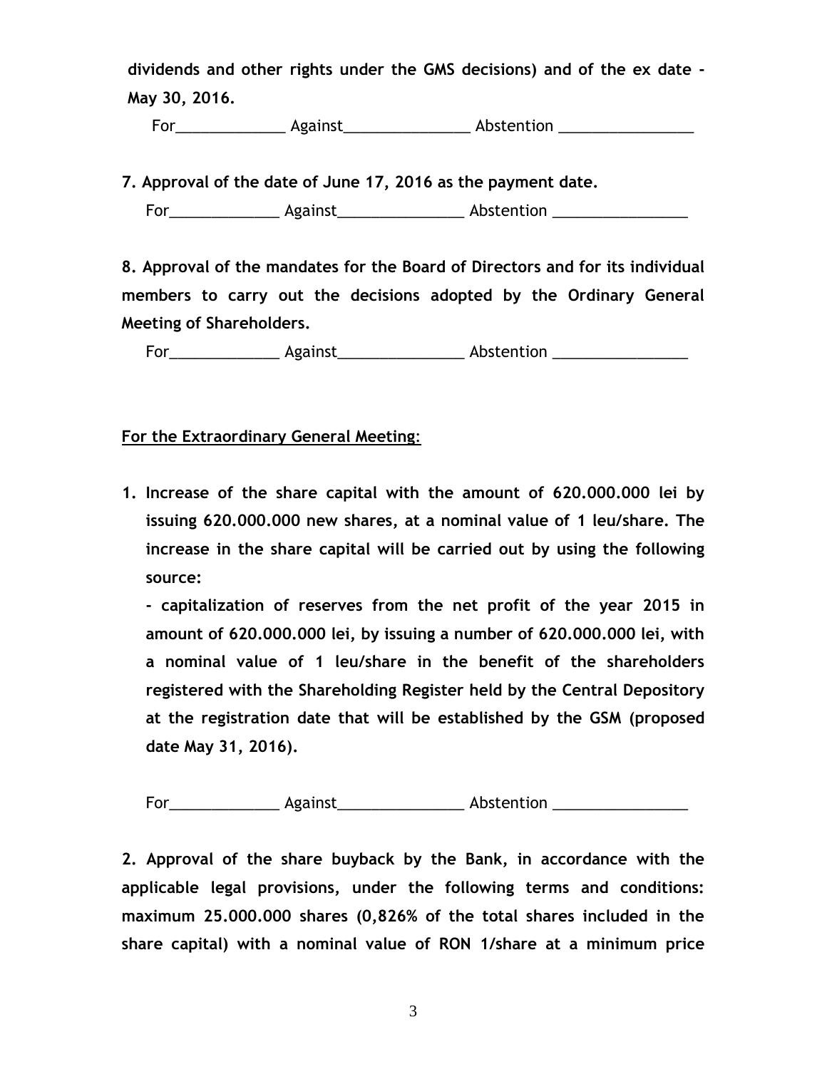**dividends and other rights under the GMS decisions) and of the ex date - May 30, 2016.**

For_____________ Against_______________ Abstention ________________

**7. Approval of the date of June 17, 2016 as the payment date.**

For_____________ Against_______________ Abstention ________________

**8. Approval of the mandates for the Board of Directors and for its individual members to carry out the decisions adopted by the Ordinary General Meeting of Shareholders.**

For_____________ Against_______________ Abstention ________________

**For the Extraordinary General Meeting:**

1. **Increase of the share capital with the amount of 620.000.000 lei by issuing 620.000.000 new shares, at a nominal value of 1 leu/share. The increase in the share capital will be carried out by using the following source:**

   **- capitalization of reserves from the net profit of the year 2015 in amount of 620.000.000 lei, by issuing a number of 620.000.000 lei, with a nominal value of 1 leu/share in the benefit of the shareholders registered with the Shareholding Register held by the Central Depository at the registration date that will be established by the GSM (proposed date May 31, 2016).**

   For_____________ Against_______________ Abstention ________________

**2. Approval of the share buyback by the Bank, in accordance with the applicable legal provisions, under the following terms and conditions: maximum 25.000.000 shares (0,826% of the total shares included in the share capital) with a nominal value of RON 1/share at a minimum price**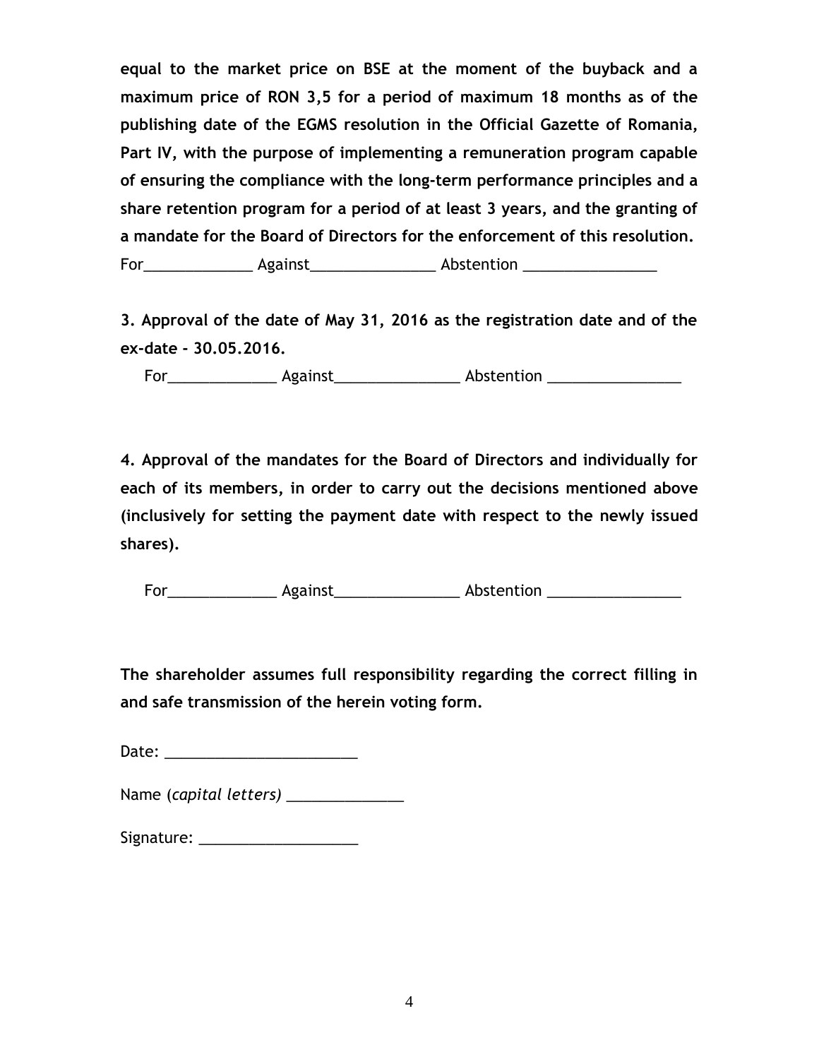**equal to the market price on BSE at the moment of the buyback and a maximum price of RON 3,5 for a period of maximum 18 months as of the publishing date of the EGMS resolution in the Official Gazette of Romania, Part IV, with the purpose of implementing a remuneration program capable of ensuring the compliance with the long-term performance principles and a share retention program for a period of at least 3 years, and the granting of a mandate for the Board of Directors for the enforcement of this resolution.**

For_____________ Against_______________ Abstention ________________

**3. Approval of the date of May 31, 2016 as the registration date and of the ex-date - 30.05.2016.**

For_____________ Against_______________ Abstention ________________

**4. Approval of the mandates for the Board of Directors and individually for each of its members, in order to carry out the decisions mentioned above (inclusively for setting the payment date with respect to the newly issued shares).**

For_____________ Against_______________ Abstention ________________

**The shareholder assumes full responsibility regarding the correct filling in and safe transmission of the herein voting form.**

Date: _______________________

Name (*capital letters*) ______________

Signature: ___________________